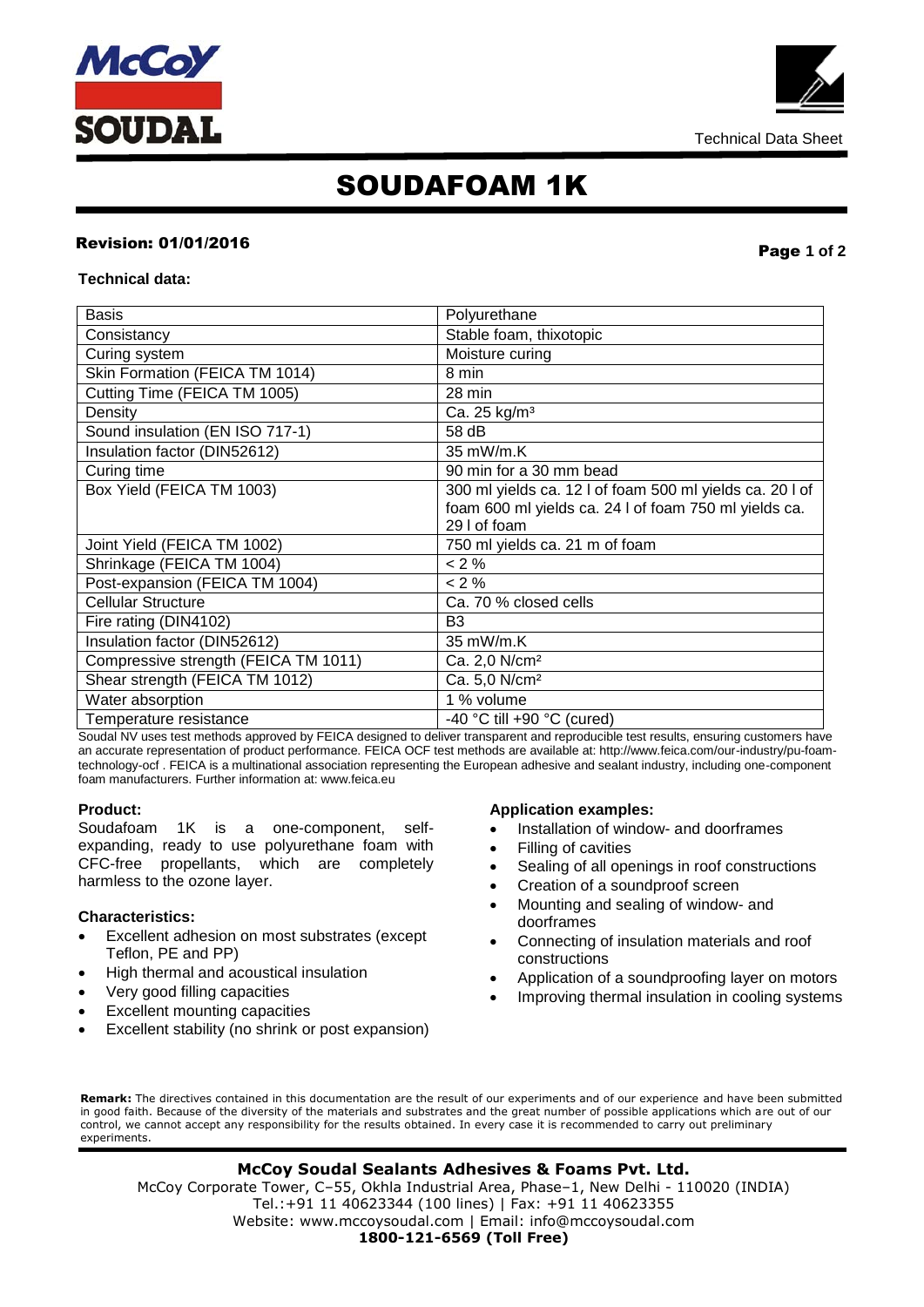# SOUDAFOAM 1K

Technical Data Sheet

**Revision: 01/01/2016**

**Technical data:**

| | |
|---|---|
| Basis | Polyurethane |
| Consistancy | Stable foam, thixotopic |
| Curing system | Moisture curing |
| Skin Formation (FEICA TM 1014) | 8 min |
| Cutting Time (FEICA TM 1005) | 28 min |
| Density | Ca. 25 kg/m³ |
| Sound insulation (EN ISO 717-1) | 58 dB |
| Insulation factor (DIN52612) | 35 mW/m.K |
| Curing time | 90 min for a 30 mm bead |
| Box Yield (FEICA TM 1003) | 300 ml yields ca. 12 l of foam 500 ml yields ca. 20 l of foam 600 ml yields ca. 24 l of foam 750 ml yields ca. 29 l of foam |
| Joint Yield (FEICA TM 1002) | 750 ml yields ca. 21 m of foam |
| Shrinkage (FEICA TM 1004) | < 2 % |
| Post-expansion (FEICA TM 1004) | < 2 % |
| Cellular Structure | Ca. 70 % closed cells |
| Fire rating (DIN4102) | B3 |
| Insulation factor (DIN52612) | 35 mW/m.K |
| Compressive strength (FEICA TM 1011) | Ca. 2,0 N/cm² |
| Shear strength (FEICA TM 1012) | Ca. 5,0 N/cm² |
| Water absorption | 1 % volume |
| Temperature resistance | -40 °C till +90 °C (cured) |

Soudal NV uses test methods approved by FEICA designed to deliver transparent and reproducible test results, ensuring customers have an accurate representation of product performance. FEICA OCF test methods are available at: http://www.feica.com/our-industry/pu-foam-technology-ocf . FEICA is a multinational association representing the European adhesive and sealant industry, including one-component foam manufacturers. Further information at: www.feica.eu

**Product:**

Soudafoam 1K is a one-component, self-expanding, ready to use polyurethane foam with CFC-free propellants, which are completely harmless to the ozone layer.

**Characteristics:**

- Excellent adhesion on most substrates (except Teflon, PE and PP)
- High thermal and acoustical insulation
- Very good filling capacities
- Excellent mounting capacities
- Excellent stability (no shrink or post expansion)

**Application examples:**

- Installation of window- and doorframes
- Filling of cavities
- Sealing of all openings in roof constructions
- Creation of a soundproof screen
- Mounting and sealing of window- and doorframes
- Connecting of insulation materials and roof constructions
- Application of a soundproofing layer on motors
- Improving thermal insulation in cooling systems

**Remark:** The directives contained in this documentation are the result of our experiments and of our experience and have been submitted in good faith. Because of the diversity of the materials and substrates and the great number of possible applications which are out of our control, we cannot accept any responsibility for the results obtained. In every case it is recommended to carry out preliminary experiments.

**McCoy Soudal Sealants Adhesives & Foams Pvt. Ltd.**
McCoy Corporate Tower, C–55, Okhla Industrial Area, Phase–1, New Delhi - 110020 (INDIA)
Tel.:+91 11 40623344 (100 lines) | Fax: +91 11 40623355
Website: www.mccoysoudal.com | Email: info@mccoysoudal.com
**1800-121-6569 (Toll Free)**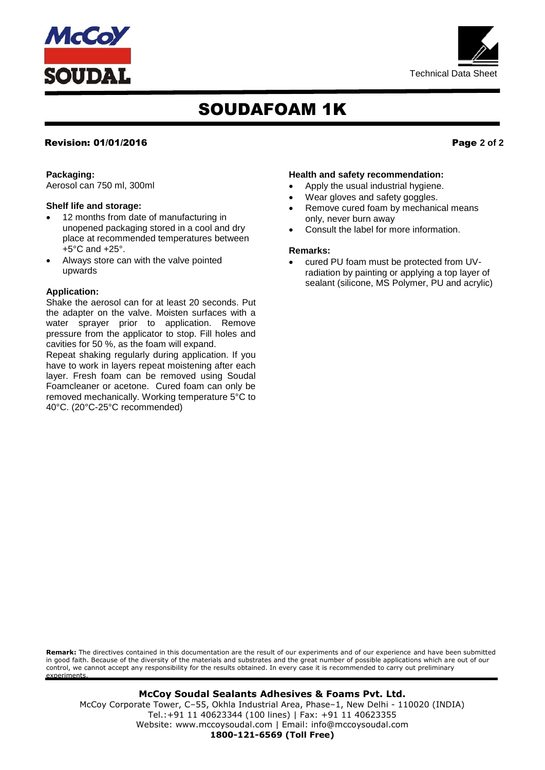# SOUDAFOAM 1K

**Revision: 01/01/2016**

**Packaging:**
Aerosol can 750 ml, 300ml

**Shelf life and storage:**

- 12 months from date of manufacturing in unopened packaging stored in a cool and dry place at recommended temperatures between +5°C and +25°.
- Always store can with the valve pointed upwards

**Application:**
Shake the aerosol can for at least 20 seconds. Put the adapter on the valve. Moisten surfaces with a water sprayer prior to application. Remove pressure from the applicator to stop. Fill holes and cavities for 50 %, as the foam will expand.
Repeat shaking regularly during application. If you have to work in layers repeat moistening after each layer. Fresh foam can be removed using Soudal Foamcleaner or acetone. Cured foam can only be removed mechanically. Working temperature 5°C to 40°C. (20°C-25°C recommended)

**Health and safety recommendation:**

- Apply the usual industrial hygiene.
- Wear gloves and safety goggles.
- Remove cured foam by mechanical means only, never burn away
- Consult the label for more information.

**Remarks:**

- cured PU foam must be protected from UV-radiation by painting or applying a top layer of sealant (silicone, MS Polymer, PU and acrylic)

**Remark:** The directives contained in this documentation are the result of our experiments and of our experience and have been submitted in good faith. Because of the diversity of the materials and substrates and the great number of possible applications which are out of our control, we cannot accept any responsibility for the results obtained. In every case it is recommended to carry out preliminary experiments.

**McCoy Soudal Sealants Adhesives & Foams Pvt. Ltd.**
McCoy Corporate Tower, C–55, Okhla Industrial Area, Phase–1, New Delhi - 110020 (INDIA)
Tel.:+91 11 40623344 (100 lines) | Fax: +91 11 40623355
Website: www.mccoysoudal.com | Email: info@mccoysoudal.com
**1800-121-6569 (Toll Free)**